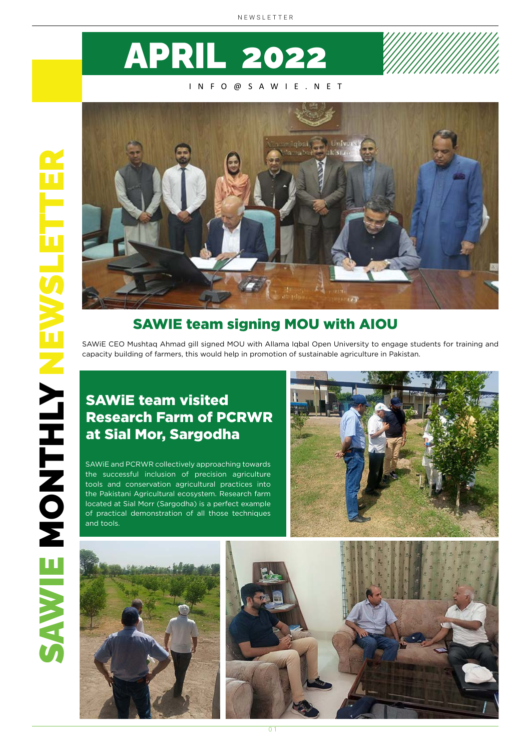# APRIL 2022

INFO@SAWIE.NET

SAWIE MONTHLY NEWSLETTER

## SAWIE team signing MOU with AIOU

SAWiE CEO Mushtaq Ahmad gill signed MOU with Allama Iqbal Open University to engage students for training and capacity building of farmers, this would help in promotion of sustainable agriculture in Pakistan.

## SAWiE team visited Research Farm of PCRWR at Sial Mor, Sargodha

SAWiE and PCRWR collectively approaching towards the successful inclusion of precision agriculture tools and conservation agricultural practices into the Pakistani Agricultural ecosystem. Research farm located at Sial Morr (Sargodha) is a perfect example of practical demonstration of all those techniques and tools.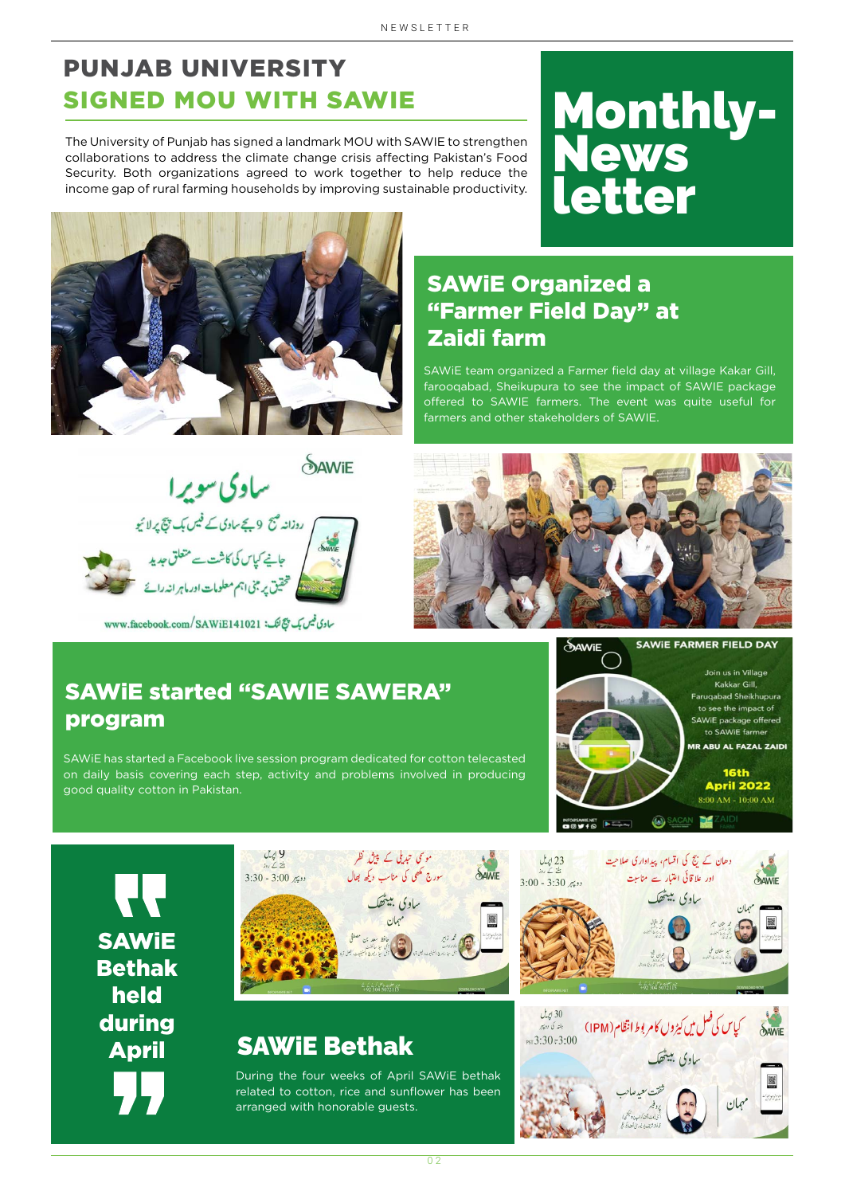# Monthly-News letter

## PUNJAB UNIVERSITY SIGNED MOU WITH SAWIE

The University of Punjab has signed a landmark MOU with SAWIE to strengthen collaborations to address the climate change crisis affecting Pakistan's Food Security. Both organizations agreed to work together to help reduce the income gap of rural farming households by improving sustainable productivity.

## SAWiE Organized a "Farmer Field Day" at Zaidi farm

SAWiE team organized a Farmer field day at village Kakar Gill, farooqabad, Sheikupura to see the impact of SAWIE package offered to SAWIE farmers. The event was quite useful for farmers and other stakeholders of SAWIE.

## SAWiE started "SAWIE SAWERA" program

SAWiE has started a Facebook live session program dedicated for cotton telecasted on daily basis covering each step, activity and problems involved in producing good quality cotton in Pakistan.

## SAWiE Bethak held during April

## SAWiE Bethak

During the four weeks of April SAWiE bethak related to cotton, rice and sunflower has been arranged with honorable guests.